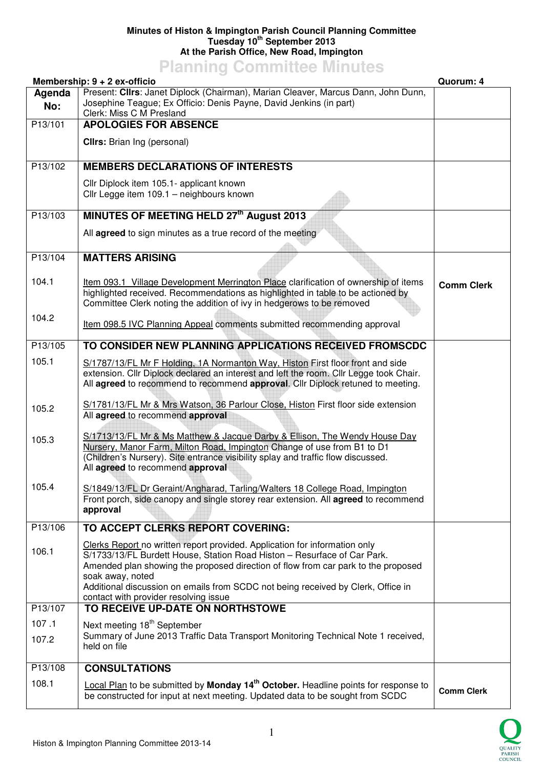**Minutes of Histon & Impington Parish Council Planning Committee**
**Tuesday 10th September 2013**
**At the Parish Office, New Road, Impington**

# Planning Committee Minutes

**Membership: 9 + 2 ex-officio** | **Quorum: 4**

| Agenda No: | Present: **Cllrs**: Janet Diplock (Chairman), Marian Cleaver, Marcus Dann, John Dunn, Josephine Teague; Ex Officio: Denis Payne, David Jenkins (in part)<br>Clerk: Miss C M Presland | |
|---|---|---|
| P13/101 | **APOLOGIES FOR ABSENCE**<br><br>**Cllrs:** Brian Ing (personal) | |
| P13/102 | **MEMBERS DECLARATIONS OF INTERESTS**<br><br>Cllr Diplock item 105.1- applicant known<br>Cllr Legge item 109.1 – neighbours known | |
| P13/103 | **MINUTES OF MEETING HELD 27th August 2013**<br><br>All **agreed** to sign minutes as a true record of the meeting | |
| P13/104 | **MATTERS ARISING** | |
| 104.1 | Item 093.1 Village Development Merrington Place clarification of ownership of items highlighted received. Recommendations as highlighted in table to be actioned by Committee Clerk noting the addition of ivy in hedgerows to be removed | **Comm Clerk** |
| 104.2 | Item 098.5 IVC Planning Appeal comments submitted recommending approval | |
| P13/105 | **TO CONSIDER NEW PLANNING APPLICATIONS RECEIVED FROMSCDC** | |
| 105.1 | S/1787/13/FL Mr F Holding, 1A Normanton Way, Histon First floor front and side extension. Cllr Diplock declared an interest and left the room. Cllr Legge took Chair. All **agreed** to recommend to recommend **approval**. Cllr Diplock retuned to meeting. | |
| 105.2 | S/1781/13/FL Mr & Mrs Watson, 36 Parlour Close, Histon First floor side extension<br>All **agreed** to recommend **approval** | |
| 105.3 | S/1713/13/FL Mr & Ms Matthew & Jacque Darby & Ellison, The Wendy House Day Nursery, Manor Farm, Milton Road, Impington Change of use from B1 to D1 (Children's Nursery). Site entrance visibility splay and traffic flow discussed.<br>All **agreed** to recommend **approval** | |
| 105.4 | S/1849/13/FL Dr Geraint/Angharad, Tarling/Walters 18 College Road, Impington Front porch, side canopy and single storey rear extension. All **agreed** to recommend **approval** | |
| P13/106 | **TO ACCEPT CLERKS REPORT COVERING:** | |
| 106.1 | Clerks Report no written report provided. Application for information only S/1733/13/FL Burdett House, Station Road Histon – Resurface of Car Park. Amended plan showing the proposed direction of flow from car park to the proposed soak away, noted<br>Additional discussion on emails from SCDC not being received by Clerk, Office in contact with provider resolving issue | |
| P13/107 | **TO RECEIVE UP-DATE ON NORTHSTOWE** | |
| 107.1 | Next meeting 18th September | |
| 107.2 | Summary of June 2013 Traffic Data Transport Monitoring Technical Note 1 received, held on file | |
| P13/108 | **CONSULTATIONS** | |
| 108.1 | Local Plan to be submitted by **Monday 14th October.** Headline points for response to be constructed for input at next meeting. Updated data to be sought from SCDC | **Comm Clerk** |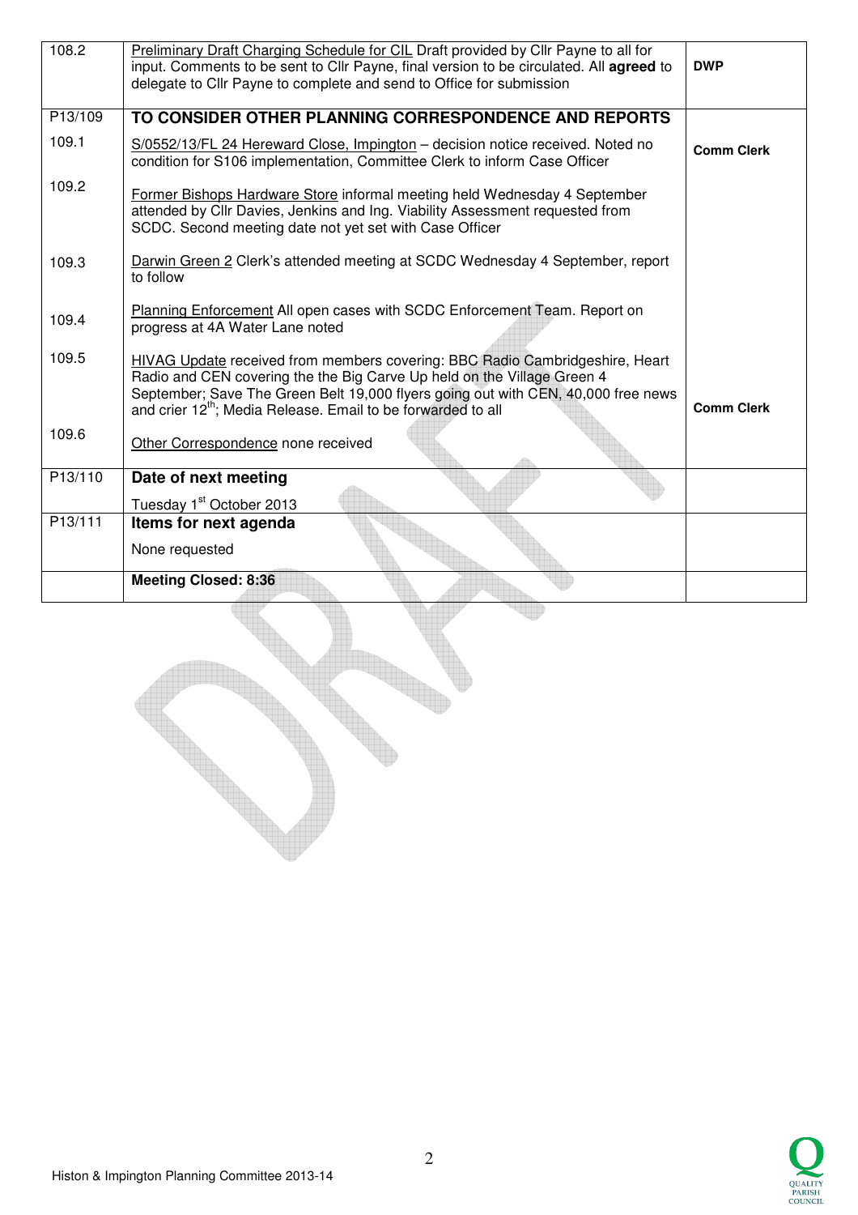| | | |
|---|---|---|
| 108.2 | Preliminary Draft Charging Schedule for CIL Draft provided by Cllr Payne to all for input. Comments to be sent to Cllr Payne, final version to be circulated. All **agreed** to delegate to Cllr Payne to complete and send to Office for submission | **DWP** |
| P13/109 | **TO CONSIDER OTHER PLANNING CORRESPONDENCE AND REPORTS** | |
| 109.1 | S/0552/13/FL 24 Hereward Close, Impington – decision notice received. Noted no condition for S106 implementation, Committee Clerk to inform Case Officer | **Comm Clerk** |
| 109.2 | Former Bishops Hardware Store informal meeting held Wednesday 4 September attended by Cllr Davies, Jenkins and Ing. Viability Assessment requested from SCDC. Second meeting date not yet set with Case Officer | |
| 109.3 | Darwin Green 2 Clerk's attended meeting at SCDC Wednesday 4 September, report to follow | |
| 109.4 | Planning Enforcement All open cases with SCDC Enforcement Team. Report on progress at 4A Water Lane noted | |
| 109.5 | HIVAG Update received from members covering: BBC Radio Cambridgeshire, Heart Radio and CEN covering the the Big Carve Up held on the Village Green 4 September; Save The Green Belt 19,000 flyers going out with CEN, 40,000 free news and crier 12th; Media Release. Email to be forwarded to all | **Comm Clerk** |
| 109.6 | Other Correspondence none received | |
| P13/110 | **Date of next meeting**<br>Tuesday 1st October 2013 | |
| P13/111 | **Items for next agenda**<br>None requested | |
| | **Meeting Closed: 8:36** | |